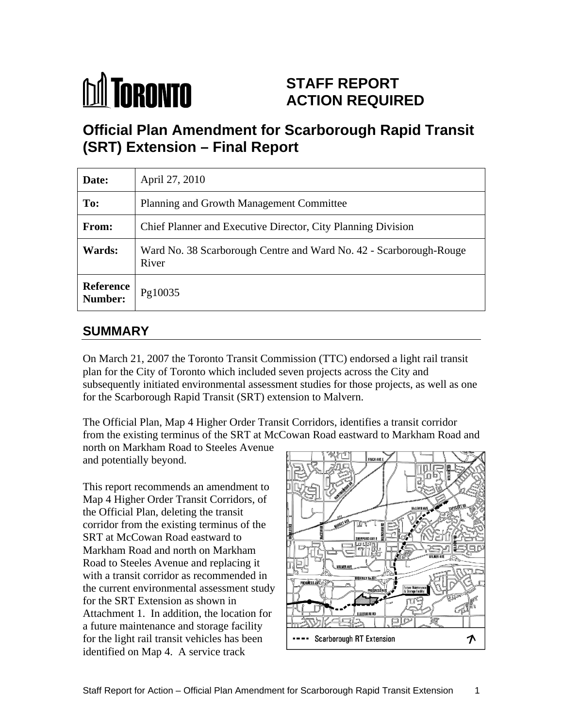# STAFF REPORT ACTION REQUIRED

## Official Plan Amendment for Scarborough Rapid Transit (SRT) Extension – Final Report

| Date: | April 27, 2010 |
|---|---|
| To: | Planning and Growth Management Committee |
| From: | Chief Planner and Executive Director, City Planning Division |
| Wards: | Ward No. 38 Scarborough Centre and Ward No. 42 - Scarborough-Rouge River |
| Reference Number: | Pg10035 |

## SUMMARY

On March 21, 2007 the Toronto Transit Commission (TTC) endorsed a light rail transit plan for the City of Toronto which included seven projects across the City and subsequently initiated environmental assessment studies for those projects, as well as one for the Scarborough Rapid Transit (SRT) extension to Malvern.

The Official Plan, Map 4 Higher Order Transit Corridors, identifies a transit corridor from the existing terminus of the SRT at McCowan Road eastward to Markham Road and north on Markham Road to Steeles Avenue and potentially beyond.

This report recommends an amendment to Map 4 Higher Order Transit Corridors, of the Official Plan, deleting the transit corridor from the existing terminus of the SRT at McCowan Road eastward to Markham Road and north on Markham Road to Steeles Avenue and replacing it with a transit corridor as recommended in the current environmental assessment study for the SRT Extension as shown in Attachment 1. In addition, the location for a future maintenance and storage facility for the light rail transit vehicles has been identified on Map 4. A service track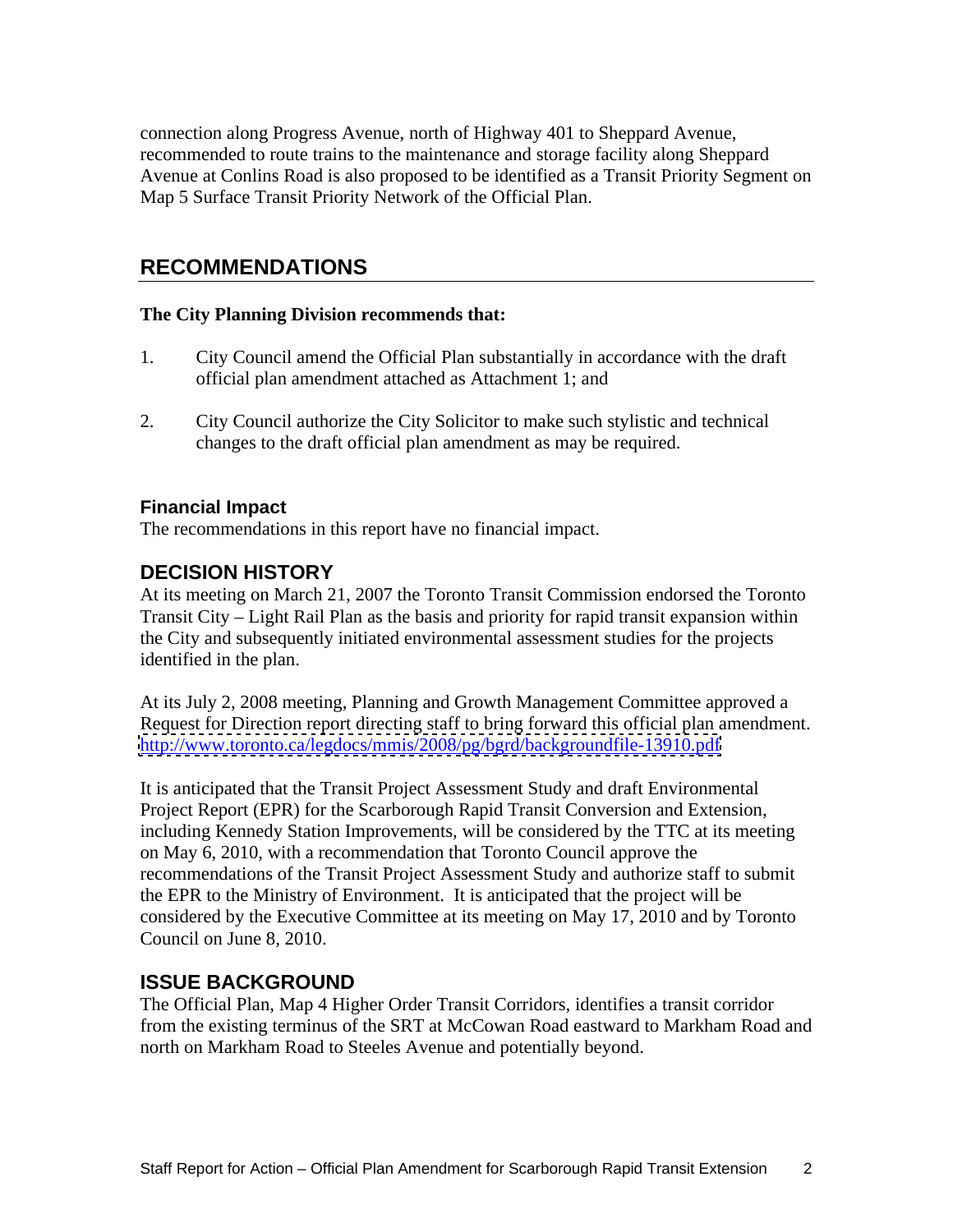connection along Progress Avenue, north of Highway 401 to Sheppard Avenue, recommended to route trains to the maintenance and storage facility along Sheppard Avenue at Conlins Road is also proposed to be identified as a Transit Priority Segment on Map 5 Surface Transit Priority Network of the Official Plan.

## RECOMMENDATIONS

**The City Planning Division recommends that:**

1. City Council amend the Official Plan substantially in accordance with the draft official plan amendment attached as Attachment 1; and

2. City Council authorize the City Solicitor to make such stylistic and technical changes to the draft official plan amendment as may be required.

### Financial Impact

The recommendations in this report have no financial impact.

## DECISION HISTORY

At its meeting on March 21, 2007 the Toronto Transit Commission endorsed the Toronto Transit City – Light Rail Plan as the basis and priority for rapid transit expansion within the City and subsequently initiated environmental assessment studies for the projects identified in the plan.

At its July 2, 2008 meeting, Planning and Growth Management Committee approved a Request for Direction report directing staff to bring forward this official plan amendment. http://www.toronto.ca/legdocs/mmis/2008/pg/bgrd/backgroundfile-13910.pdf

It is anticipated that the Transit Project Assessment Study and draft Environmental Project Report (EPR) for the Scarborough Rapid Transit Conversion and Extension, including Kennedy Station Improvements, will be considered by the TTC at its meeting on May 6, 2010, with a recommendation that Toronto Council approve the recommendations of the Transit Project Assessment Study and authorize staff to submit the EPR to the Ministry of Environment. It is anticipated that the project will be considered by the Executive Committee at its meeting on May 17, 2010 and by Toronto Council on June 8, 2010.

## ISSUE BACKGROUND

The Official Plan, Map 4 Higher Order Transit Corridors, identifies a transit corridor from the existing terminus of the SRT at McCowan Road eastward to Markham Road and north on Markham Road to Steeles Avenue and potentially beyond.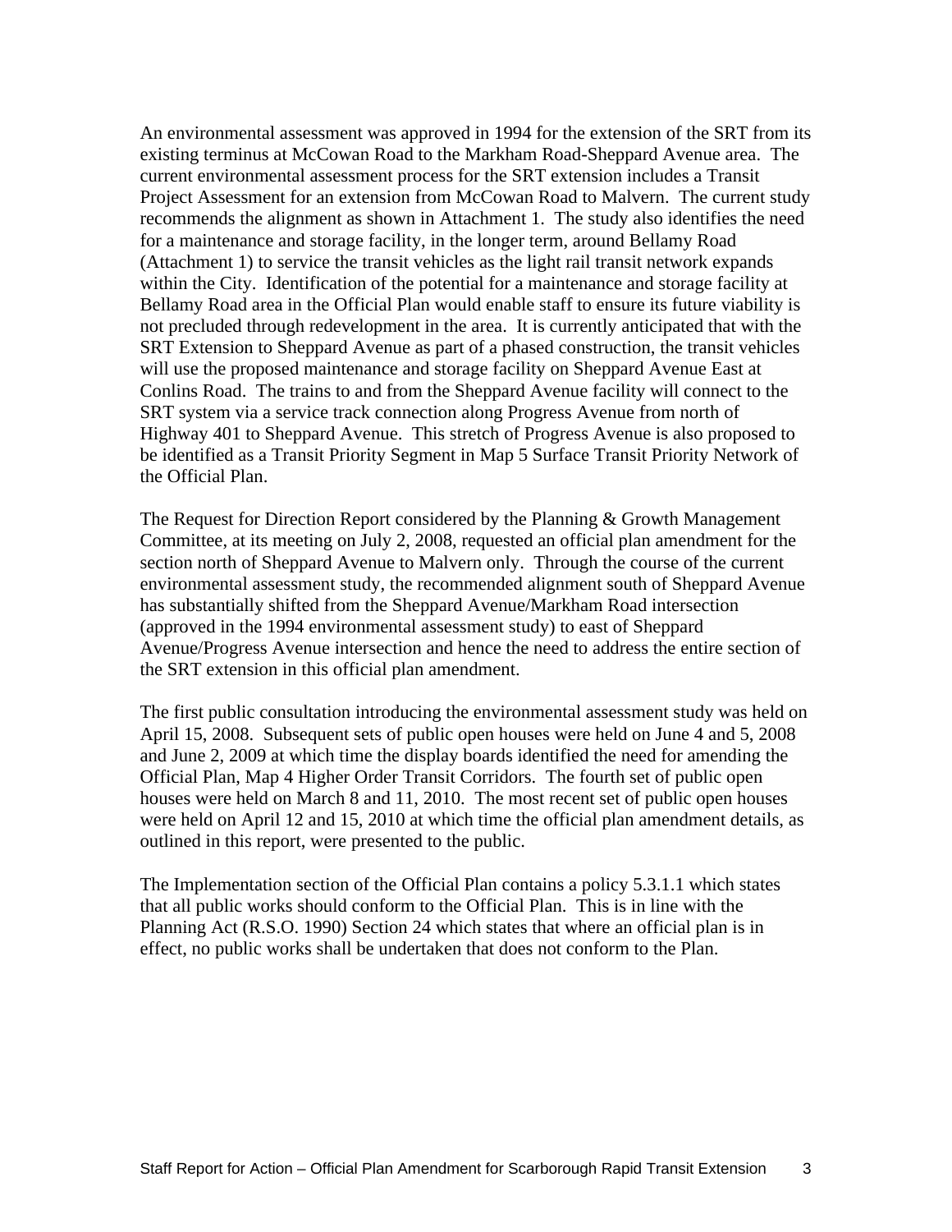An environmental assessment was approved in 1994 for the extension of the SRT from its existing terminus at McCowan Road to the Markham Road-Sheppard Avenue area. The current environmental assessment process for the SRT extension includes a Transit Project Assessment for an extension from McCowan Road to Malvern. The current study recommends the alignment as shown in Attachment 1. The study also identifies the need for a maintenance and storage facility, in the longer term, around Bellamy Road (Attachment 1) to service the transit vehicles as the light rail transit network expands within the City. Identification of the potential for a maintenance and storage facility at Bellamy Road area in the Official Plan would enable staff to ensure its future viability is not precluded through redevelopment in the area. It is currently anticipated that with the SRT Extension to Sheppard Avenue as part of a phased construction, the transit vehicles will use the proposed maintenance and storage facility on Sheppard Avenue East at Conlins Road. The trains to and from the Sheppard Avenue facility will connect to the SRT system via a service track connection along Progress Avenue from north of Highway 401 to Sheppard Avenue. This stretch of Progress Avenue is also proposed to be identified as a Transit Priority Segment in Map 5 Surface Transit Priority Network of the Official Plan.

The Request for Direction Report considered by the Planning & Growth Management Committee, at its meeting on July 2, 2008, requested an official plan amendment for the section north of Sheppard Avenue to Malvern only. Through the course of the current environmental assessment study, the recommended alignment south of Sheppard Avenue has substantially shifted from the Sheppard Avenue/Markham Road intersection (approved in the 1994 environmental assessment study) to east of Sheppard Avenue/Progress Avenue intersection and hence the need to address the entire section of the SRT extension in this official plan amendment.

The first public consultation introducing the environmental assessment study was held on April 15, 2008. Subsequent sets of public open houses were held on June 4 and 5, 2008 and June 2, 2009 at which time the display boards identified the need for amending the Official Plan, Map 4 Higher Order Transit Corridors. The fourth set of public open houses were held on March 8 and 11, 2010. The most recent set of public open houses were held on April 12 and 15, 2010 at which time the official plan amendment details, as outlined in this report, were presented to the public.

The Implementation section of the Official Plan contains a policy 5.3.1.1 which states that all public works should conform to the Official Plan. This is in line with the Planning Act (R.S.O. 1990) Section 24 which states that where an official plan is in effect, no public works shall be undertaken that does not conform to the Plan.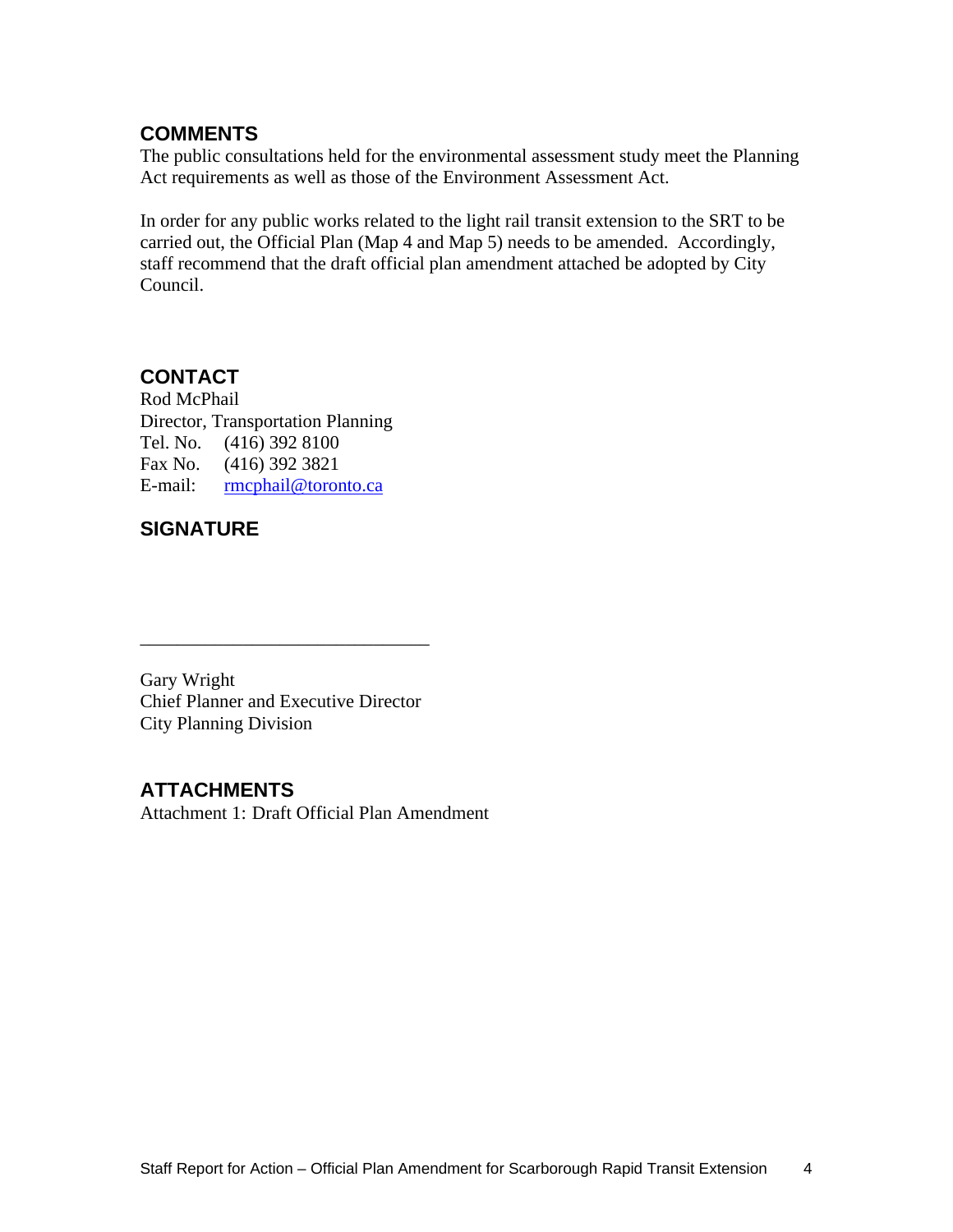## COMMENTS

The public consultations held for the environmental assessment study meet the Planning Act requirements as well as those of the Environment Assessment Act.

In order for any public works related to the light rail transit extension to the SRT to be carried out, the Official Plan (Map 4 and Map 5) needs to be amended. Accordingly, staff recommend that the draft official plan amendment attached be adopted by City Council.

## CONTACT

Rod McPhail
Director, Transportation Planning
Tel. No. (416) 392 8100
Fax No. (416) 392 3821
E-mail: rmcphail@toronto.ca

## SIGNATURE

_______________________________

Gary Wright
Chief Planner and Executive Director
City Planning Division

## ATTACHMENTS

Attachment 1: Draft Official Plan Amendment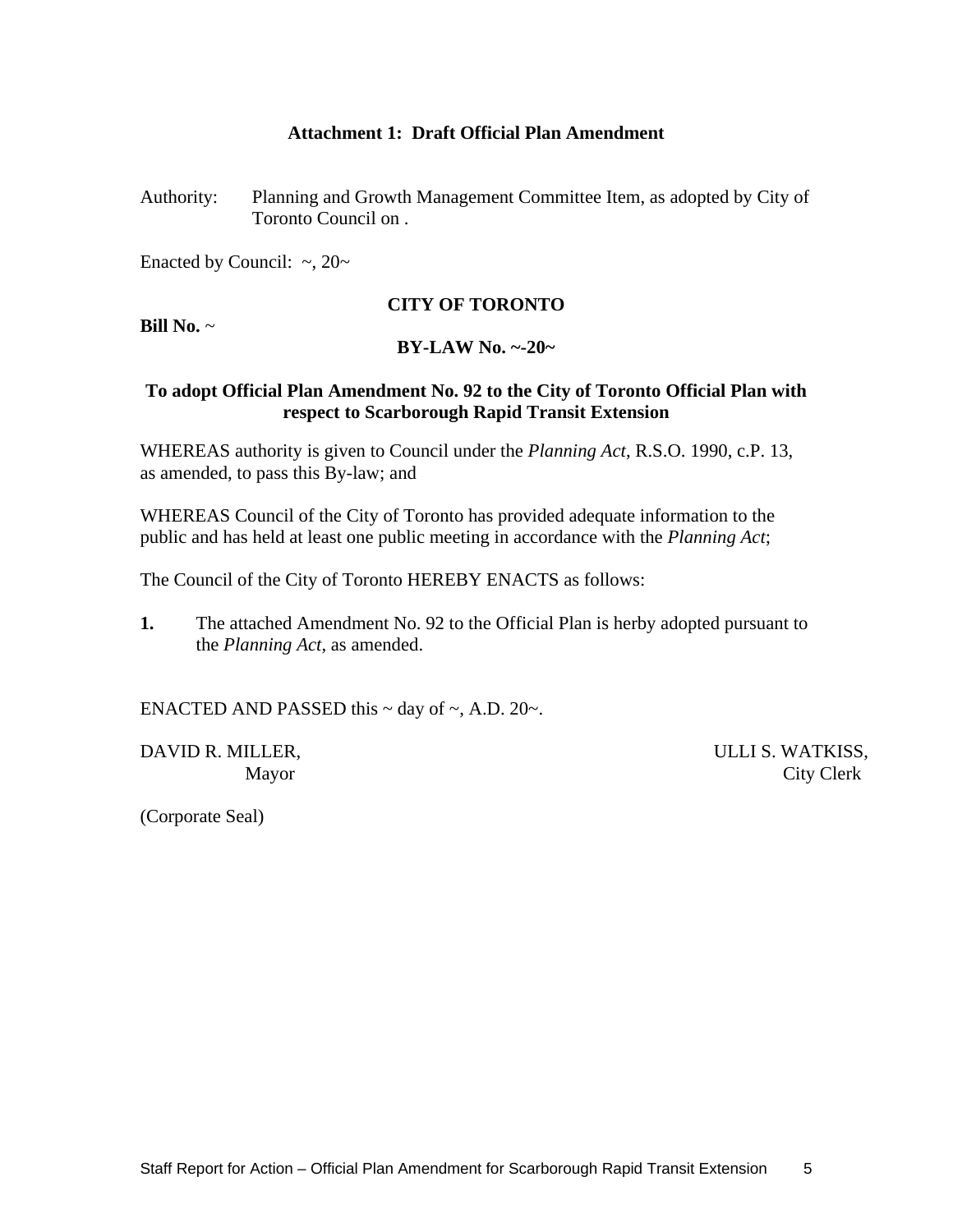**Attachment 1: Draft Official Plan Amendment**

Authority: Planning and Growth Management Committee Item, as adopted by City of Toronto Council on .

Enacted by Council: ~, 20~

**CITY OF TORONTO**

**Bill No.** ~

**BY-LAW No. ~-20~**

**To adopt Official Plan Amendment No. 92 to the City of Toronto Official Plan with respect to Scarborough Rapid Transit Extension**

WHEREAS authority is given to Council under the *Planning Act*, R.S.O. 1990, c.P. 13, as amended, to pass this By-law; and

WHEREAS Council of the City of Toronto has provided adequate information to the public and has held at least one public meeting in accordance with the *Planning Act*;

The Council of the City of Toronto HEREBY ENACTS as follows:

**1.** The attached Amendment No. 92 to the Official Plan is herby adopted pursuant to the *Planning Act*, as amended.

ENACTED AND PASSED this ~ day of ~, A.D. 20~.

DAVID R. MILLER, Mayor

ULLI S. WATKISS, City Clerk

(Corporate Seal)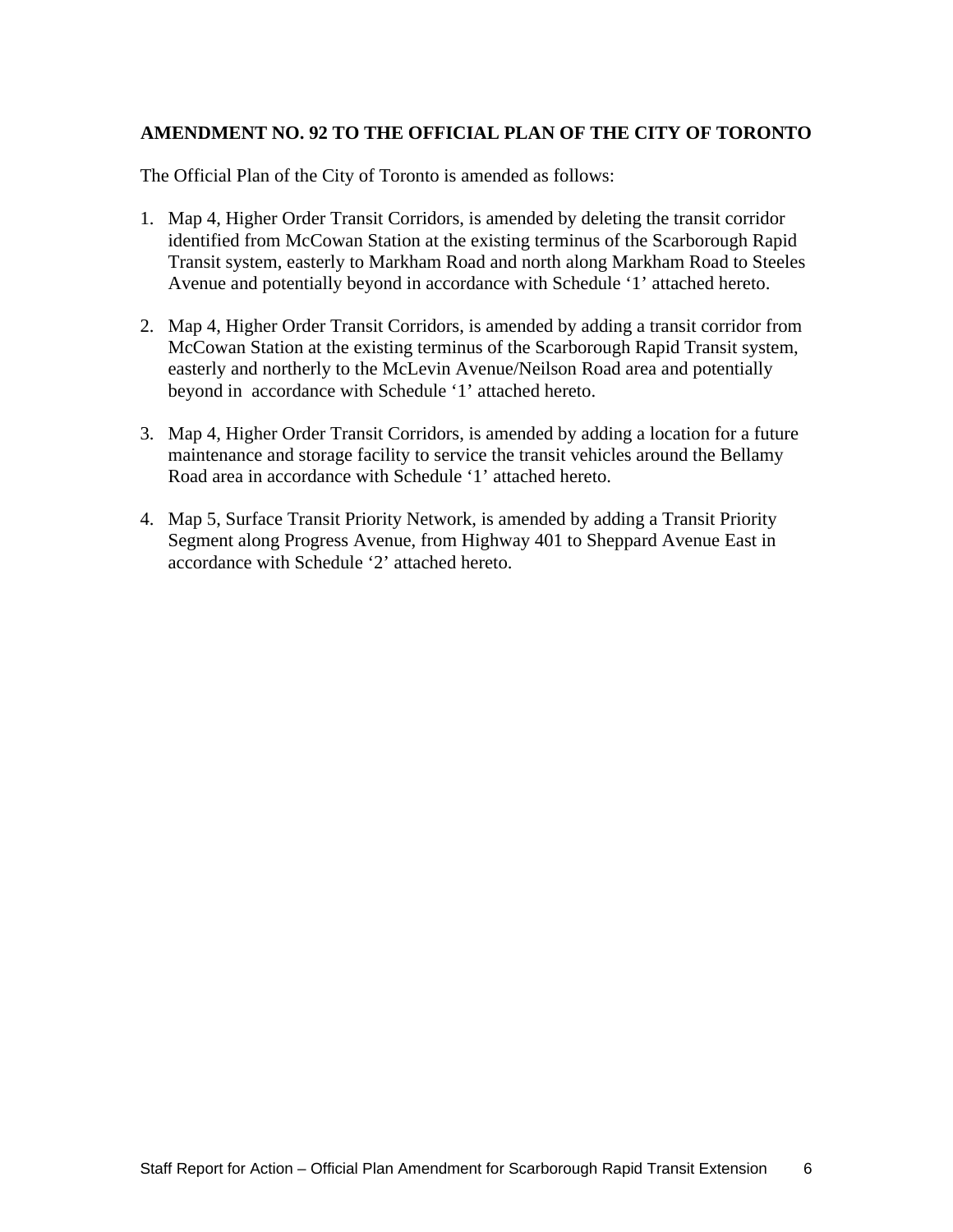**AMENDMENT NO. 92 TO THE OFFICIAL PLAN OF THE CITY OF TORONTO**

The Official Plan of the City of Toronto is amended as follows:

1. Map 4, Higher Order Transit Corridors, is amended by deleting the transit corridor identified from McCowan Station at the existing terminus of the Scarborough Rapid Transit system, easterly to Markham Road and north along Markham Road to Steeles Avenue and potentially beyond in accordance with Schedule '1' attached hereto.

2. Map 4, Higher Order Transit Corridors, is amended by adding a transit corridor from McCowan Station at the existing terminus of the Scarborough Rapid Transit system, easterly and northerly to the McLevin Avenue/Neilson Road area and potentially beyond in accordance with Schedule '1' attached hereto.

3. Map 4, Higher Order Transit Corridors, is amended by adding a location for a future maintenance and storage facility to service the transit vehicles around the Bellamy Road area in accordance with Schedule '1' attached hereto.

4. Map 5, Surface Transit Priority Network, is amended by adding a Transit Priority Segment along Progress Avenue, from Highway 401 to Sheppard Avenue East in accordance with Schedule '2' attached hereto.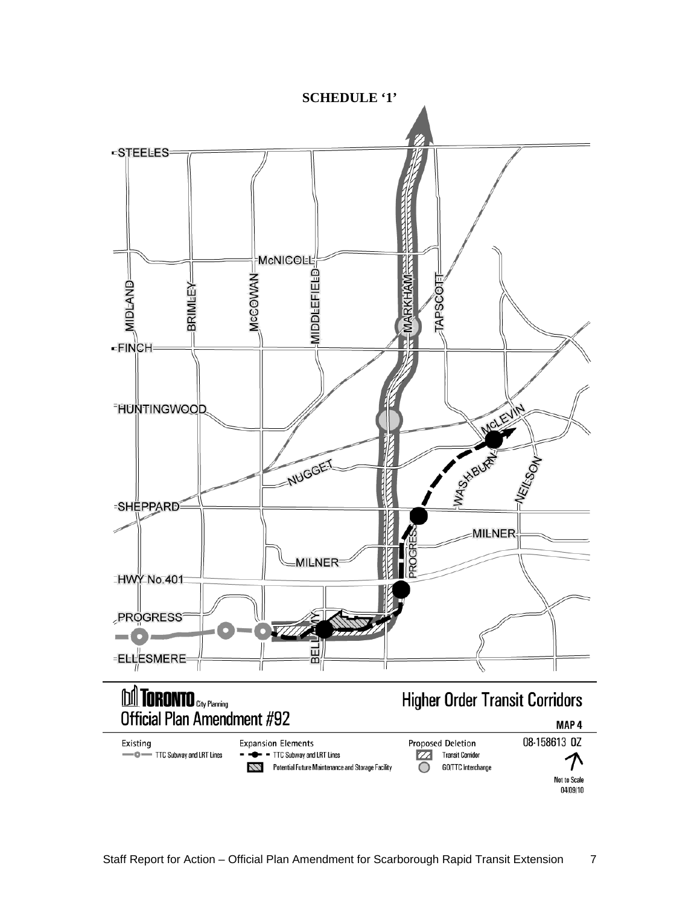**SCHEDULE '1'**

STEELES

McNICOLL

MIDLAND

BRIMLEY

McCOWAN

MIDDLEFIELD

MARKHAM

TAPSCOTT

FINCH

HUNTINGWOOD

McLEVIN

NUGGET

WASHBURN

NEILSON

SHEPPARD

MILNER

MILNER

PROGRESS

HWY No.401

PROGRESS

BELLAMY

ELLESMERE

TORONTO City Planning

Official Plan Amendment #92

Higher Order Transit Corridors

MAP 4

Existing

TTC Subway and LRT Lines

Expansion Elements

TTC Subway and LRT Lines

Potential Future Maintenance and Storage Facility

Proposed Deletion

Transit Corridor

GO/TTC Interchange

08-158613 OZ

Not to Scale

04/09/10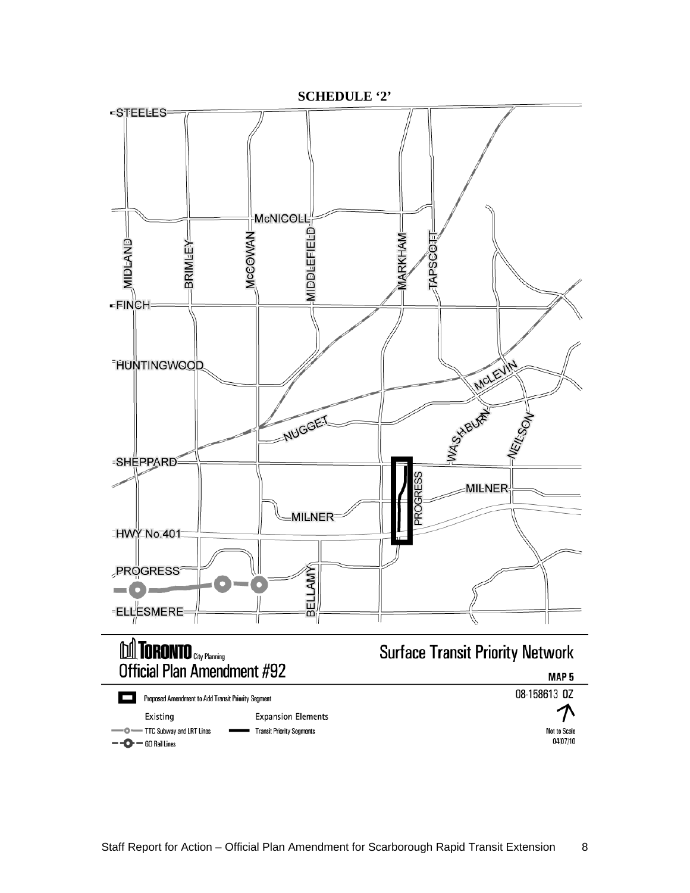**SCHEDULE '2'**

STEELES

McNICOLL

MIDLAND

BRIMLEY

McCOWAN

MIDDLEFIELD

MARKHAM

TAPSCOTT

FINCH

HUNTINGWOOD

McLEVIN

NUGGET

WASHBURN

NEILSON

SHEPPARD

PROGRESS

MILNER

MILNER

HWY No.401

PROGRESS

BELLAMY

ELLESMERE

TORONTO City Planning

Official Plan Amendment #92

Surface Transit Priority Network

MAP 5

08-158613 OZ

Proposed Amendment to Add Transit Priority Segment

Existing

TTC Subway and LRT Lines

GO Rail Lines

Expansion Elements

Transit Priority Segments

Not to Scale

04/07/10